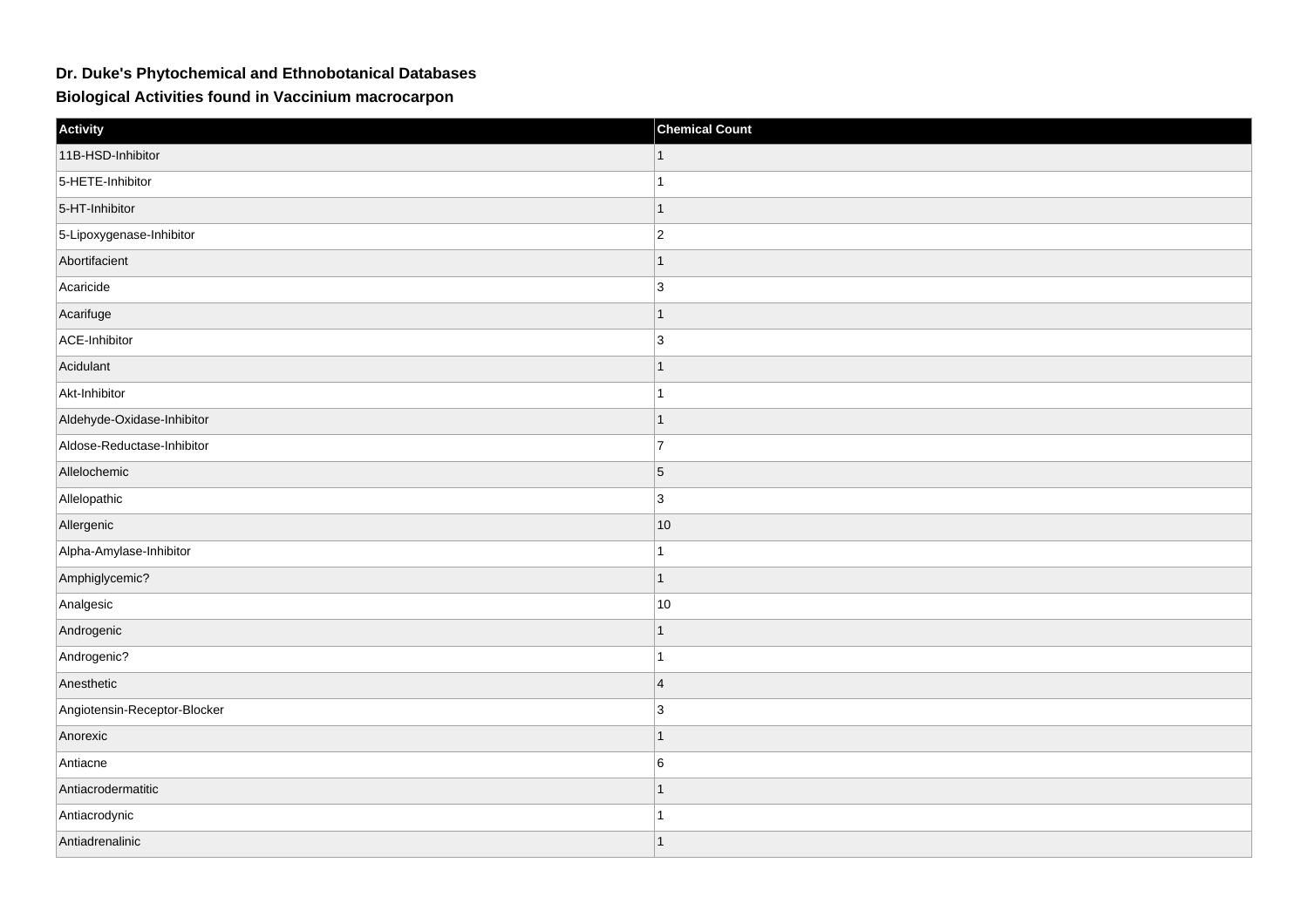# Dr. Duke's Phytochemical and Ethnobotanical Databases

## Biological Activities found in Vaccinium macrocarpon

| Activity | Chemical Count |
| --- | --- |
| 11B-HSD-Inhibitor | 1 |
| 5-HETE-Inhibitor | 1 |
| 5-HT-Inhibitor | 1 |
| 5-Lipoxygenase-Inhibitor | 2 |
| Abortifacient | 1 |
| Acaricide | 3 |
| Acarifuge | 1 |
| ACE-Inhibitor | 3 |
| Acidulant | 1 |
| Akt-Inhibitor | 1 |
| Aldehyde-Oxidase-Inhibitor | 1 |
| Aldose-Reductase-Inhibitor | 7 |
| Allelochemic | 5 |
| Allelopathic | 3 |
| Allergenic | 10 |
| Alpha-Amylase-Inhibitor | 1 |
| Amphiglycemic? | 1 |
| Analgesic | 10 |
| Androgenic | 1 |
| Androgenic? | 1 |
| Anesthetic | 4 |
| Angiotensin-Receptor-Blocker | 3 |
| Anorexic | 1 |
| Antiacne | 6 |
| Antiacrodermatitic | 1 |
| Antiacrodynic | 1 |
| Antiadrenalinic | 1 |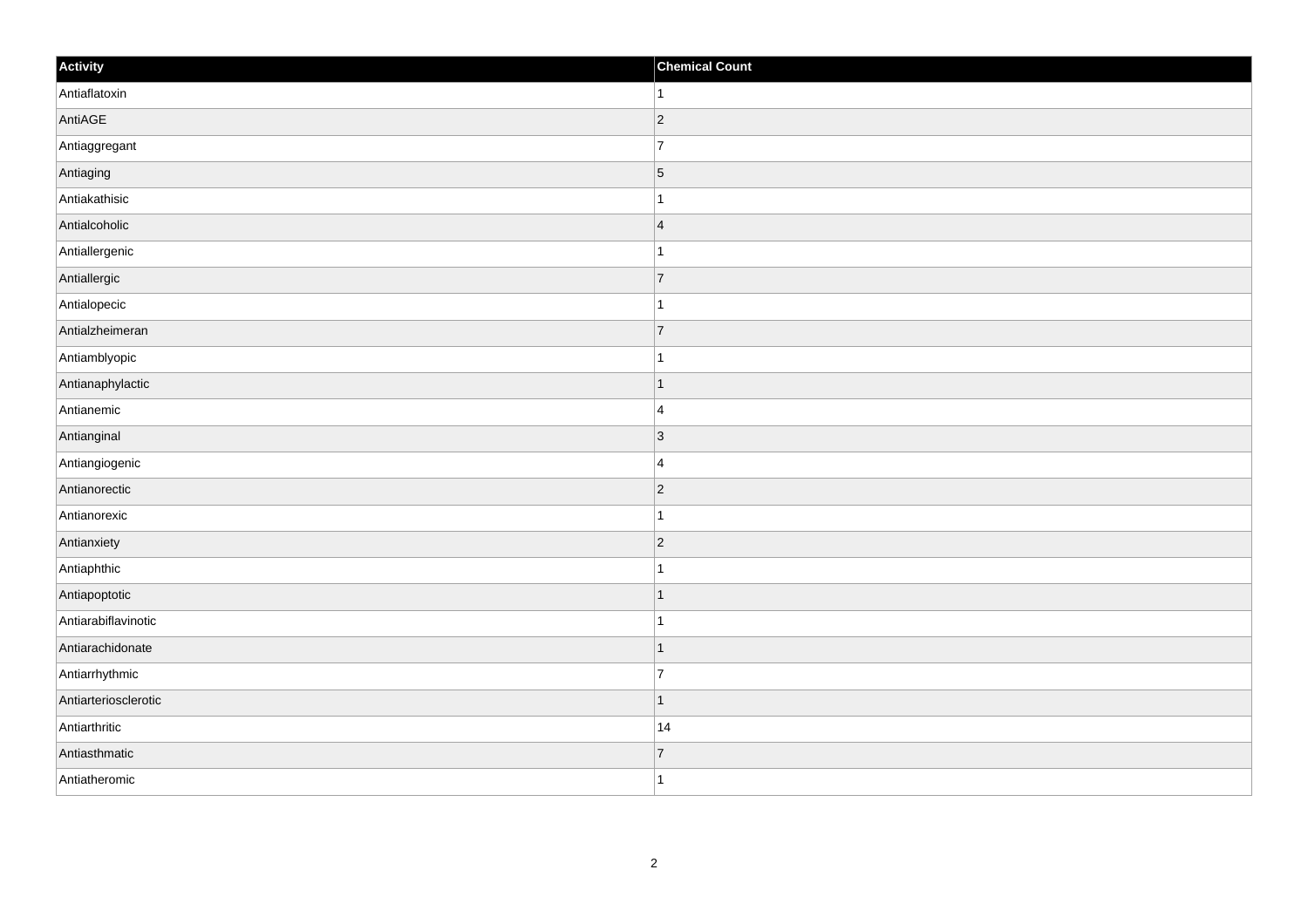| Activity | Chemical Count |
| --- | --- |
| Antiaflatoxin | 1 |
| AntiAGE | 2 |
| Antiaggregant | 7 |
| Antiaging | 5 |
| Antiakathisic | 1 |
| Antialcoholic | 4 |
| Antiallergenic | 1 |
| Antiallergic | 7 |
| Antialopecic | 1 |
| Antialzheimeran | 7 |
| Antiamblyopic | 1 |
| Antianaphylactic | 1 |
| Antianemic | 4 |
| Antianginal | 3 |
| Antiangiogenic | 4 |
| Antianorectic | 2 |
| Antianorexic | 1 |
| Antianxiety | 2 |
| Antiaphthic | 1 |
| Antiapoptotic | 1 |
| Antiarabiflavinotic | 1 |
| Antiarachidonate | 1 |
| Antiarrhythmic | 7 |
| Antiarteriosclerotic | 1 |
| Antiarthritic | 14 |
| Antiasthmatic | 7 |
| Antiatheromic | 1 |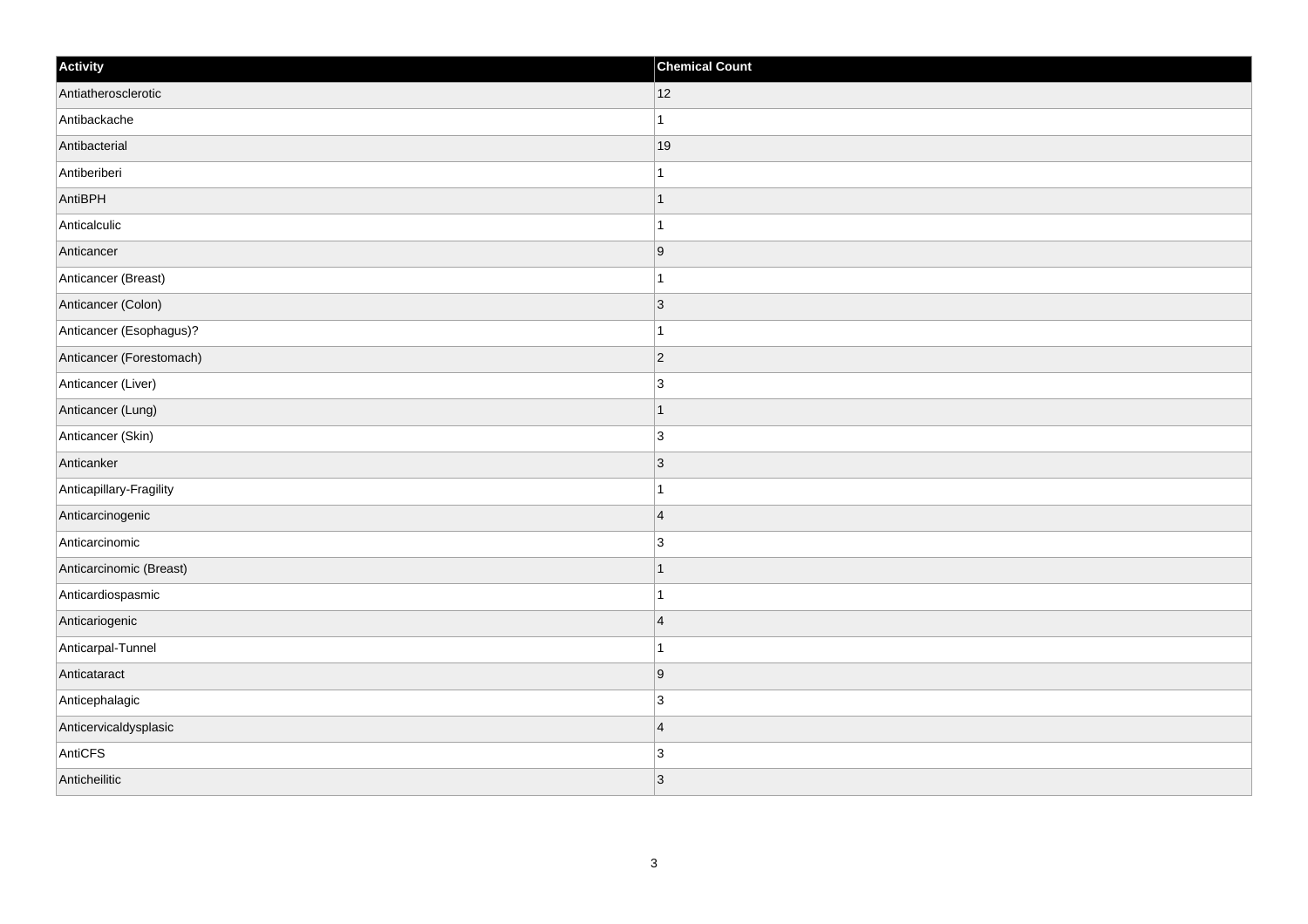| Activity | Chemical Count |
| --- | --- |
| Antiatherosclerotic | 12 |
| Antibackache | 1 |
| Antibacterial | 19 |
| Antiberiberi | 1 |
| AntiBPH | 1 |
| Anticalculic | 1 |
| Anticancer | 9 |
| Anticancer (Breast) | 1 |
| Anticancer (Colon) | 3 |
| Anticancer (Esophagus)? | 1 |
| Anticancer (Forestomach) | 2 |
| Anticancer (Liver) | 3 |
| Anticancer (Lung) | 1 |
| Anticancer (Skin) | 3 |
| Anticanker | 3 |
| Anticapillary-Fragility | 1 |
| Anticarcinogenic | 4 |
| Anticarcinomic | 3 |
| Anticarcinomic (Breast) | 1 |
| Anticardiospasmic | 1 |
| Anticariogenic | 4 |
| Anticarpal-Tunnel | 1 |
| Anticataract | 9 |
| Anticephalagic | 3 |
| Anticervicaldysplasic | 4 |
| AntiCFS | 3 |
| Anticheilitic | 3 |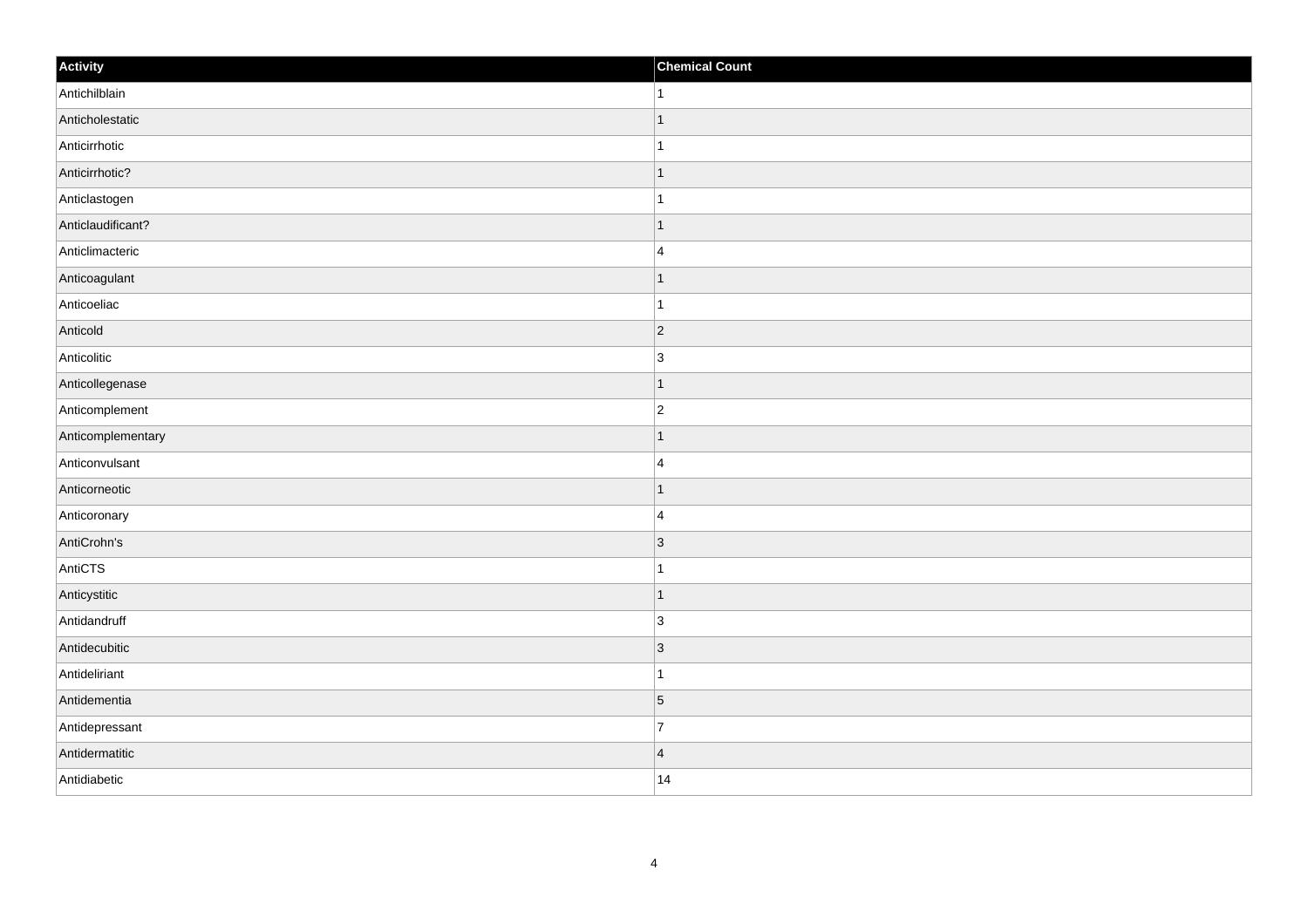| Activity | Chemical Count |
| --- | --- |
| Antichilblain | 1 |
| Anticholestatic | 1 |
| Anticirrhotic | 1 |
| Anticirrhotic? | 1 |
| Anticlastogen | 1 |
| Anticlaudificant? | 1 |
| Anticlimacteric | 4 |
| Anticoagulant | 1 |
| Anticoeliac | 1 |
| Anticold | 2 |
| Anticolitic | 3 |
| Anticollegenase | 1 |
| Anticomplement | 2 |
| Anticomplementary | 1 |
| Anticonvulsant | 4 |
| Anticorneotic | 1 |
| Anticoronary | 4 |
| AntiCrohn's | 3 |
| AntiCTS | 1 |
| Anticystitic | 1 |
| Antidandruff | 3 |
| Antidecubitic | 3 |
| Antideliriant | 1 |
| Antidementia | 5 |
| Antidepressant | 7 |
| Antidermatitic | 4 |
| Antidiabetic | 14 |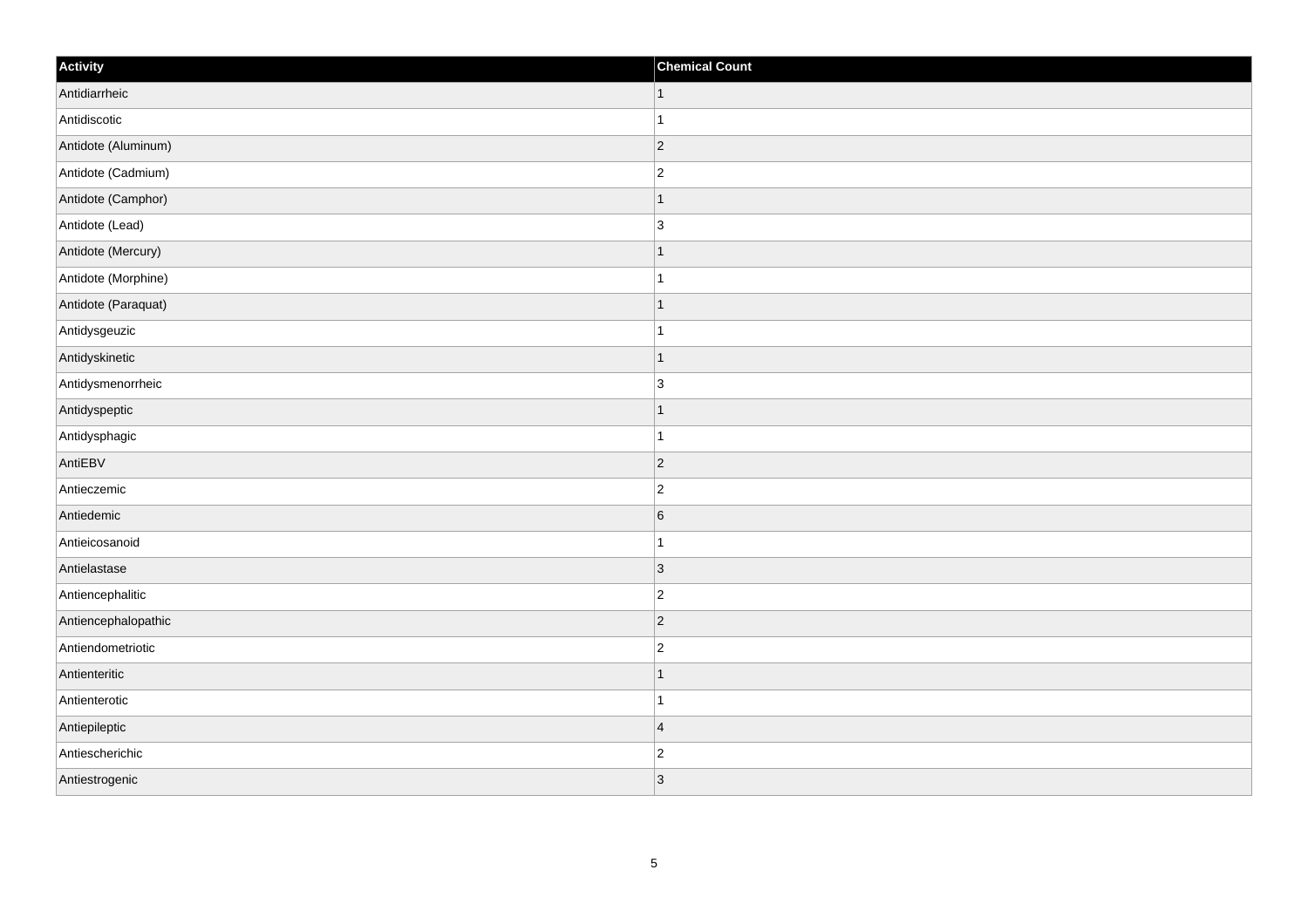| Activity | Chemical Count |
| --- | --- |
| Antidiarrheic | 1 |
| Antidiscotic | 1 |
| Antidote (Aluminum) | 2 |
| Antidote (Cadmium) | 2 |
| Antidote (Camphor) | 1 |
| Antidote (Lead) | 3 |
| Antidote (Mercury) | 1 |
| Antidote (Morphine) | 1 |
| Antidote (Paraquat) | 1 |
| Antidysgeuzic | 1 |
| Antidyskinetic | 1 |
| Antidysmenorrheic | 3 |
| Antidyspeptic | 1 |
| Antidysphagic | 1 |
| AntiEBV | 2 |
| Antieczemic | 2 |
| Antiedemic | 6 |
| Antieicosanoid | 1 |
| Antielastase | 3 |
| Antiencephalitic | 2 |
| Antiencephalopathic | 2 |
| Antiendometriotic | 2 |
| Antienteritic | 1 |
| Antienterotic | 1 |
| Antiepileptic | 4 |
| Antiescherichic | 2 |
| Antiestrogenic | 3 |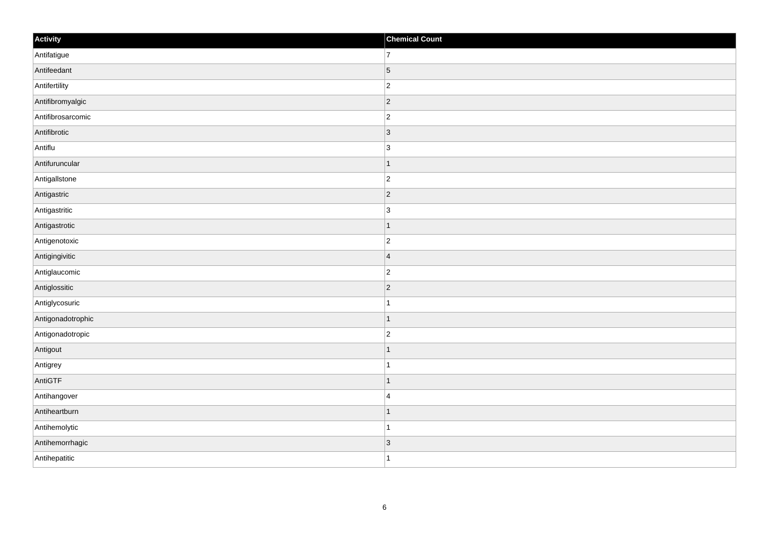| Activity | Chemical Count |
| --- | --- |
| Antifatigue | 7 |
| Antifeedant | 5 |
| Antifertility | 2 |
| Antifibromyalgic | 2 |
| Antifibrosarcomic | 2 |
| Antifibrotic | 3 |
| Antiflu | 3 |
| Antifuruncular | 1 |
| Antigallstone | 2 |
| Antigastric | 2 |
| Antigastritic | 3 |
| Antigastrotic | 1 |
| Antigenotoxic | 2 |
| Antigingivitic | 4 |
| Antiglaucomic | 2 |
| Antiglossitic | 2 |
| Antiglycosuric | 1 |
| Antigonadotrophic | 1 |
| Antigonadotropic | 2 |
| Antigout | 1 |
| Antigrey | 1 |
| AntiGTF | 1 |
| Antihangover | 4 |
| Antiheartburn | 1 |
| Antihemolytic | 1 |
| Antihemorrhagic | 3 |
| Antihepatitic | 1 |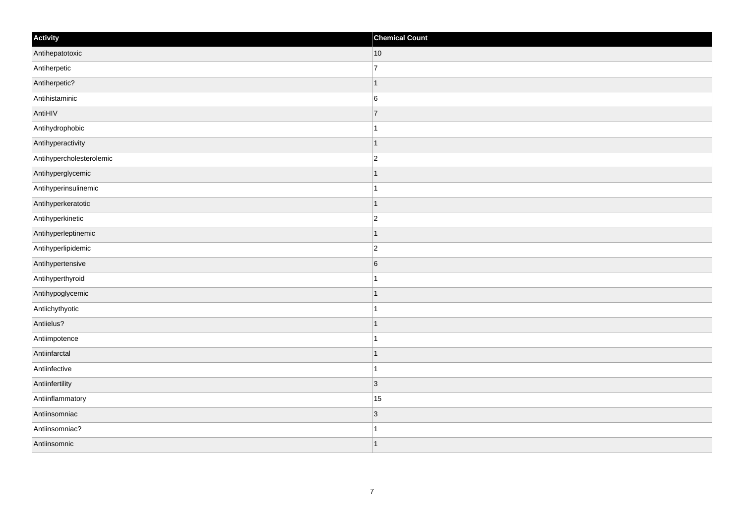| Activity | Chemical Count |
| --- | --- |
| Antihepatotoxic | 10 |
| Antiherpetic | 7 |
| Antiherpetic? | 1 |
| Antihistaminic | 6 |
| AntiHIV | 7 |
| Antihydrophobic | 1 |
| Antihyperactivity | 1 |
| Antihypercholesterolemic | 2 |
| Antihyperglycemic | 1 |
| Antihyperinsulinemic | 1 |
| Antihyperkeratotic | 1 |
| Antihyperkinetic | 2 |
| Antihyperleptinemic | 1 |
| Antihyperlipidemic | 2 |
| Antihypertensive | 6 |
| Antihyperthyroid | 1 |
| Antihypoglycemic | 1 |
| Antiichythyotic | 1 |
| Antiielus? | 1 |
| Antiimpotence | 1 |
| Antiinfarctal | 1 |
| Antiinfective | 1 |
| Antiinfertility | 3 |
| Antiinflammatory | 15 |
| Antiinsomniac | 3 |
| Antiinsomniac? | 1 |
| Antiinsomnic | 1 |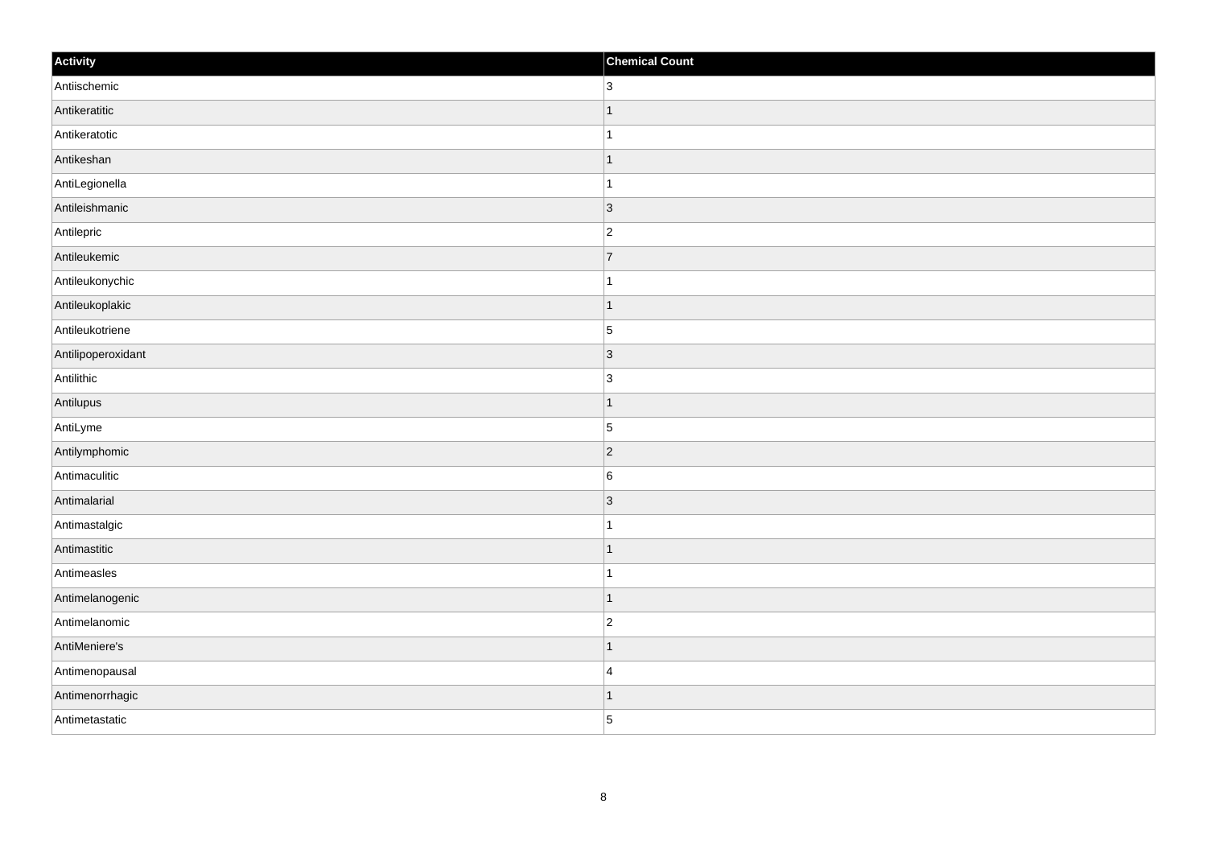| Activity | Chemical Count |
| --- | --- |
| Antiischemic | 3 |
| Antikeratitic | 1 |
| Antikeratotic | 1 |
| Antikeshan | 1 |
| AntiLegionella | 1 |
| Antileishmanic | 3 |
| Antilepric | 2 |
| Antileukemic | 7 |
| Antileukonychic | 1 |
| Antileukoplakic | 1 |
| Antileukotriene | 5 |
| Antilipoperoxidant | 3 |
| Antilithic | 3 |
| Antilupus | 1 |
| AntiLyme | 5 |
| Antilymphomic | 2 |
| Antimaculitic | 6 |
| Antimalarial | 3 |
| Antimastalgic | 1 |
| Antimastitic | 1 |
| Antimeasles | 1 |
| Antimelanogenic | 1 |
| Antimelanomic | 2 |
| AntiMeniere's | 1 |
| Antimenopausal | 4 |
| Antimenorrhagic | 1 |
| Antimetastatic | 5 |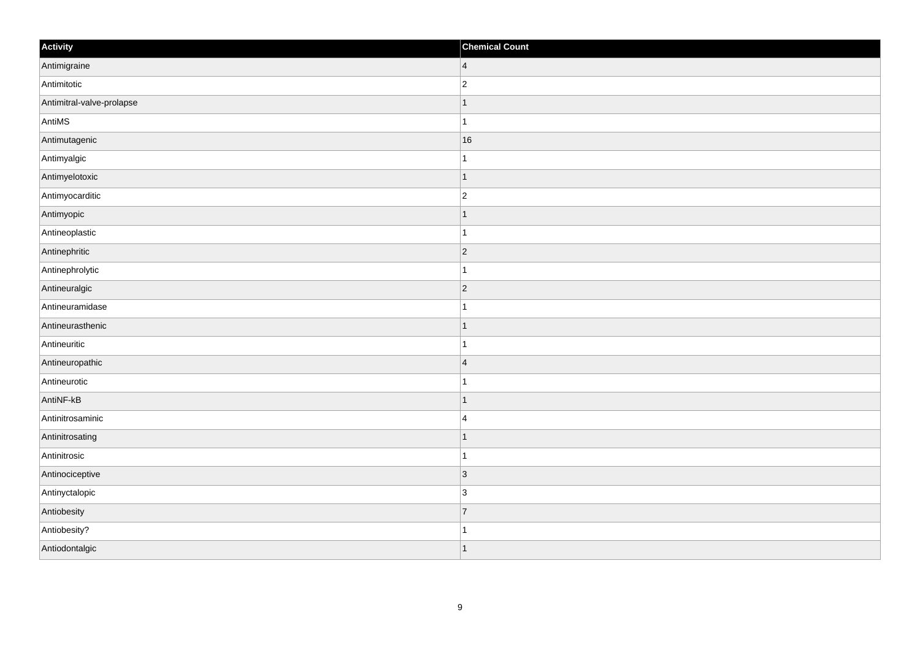| Activity | Chemical Count |
| --- | --- |
| Antimigraine | 4 |
| Antimitotic | 2 |
| Antimitral-valve-prolapse | 1 |
| AntiMS | 1 |
| Antimutagenic | 16 |
| Antimyalgic | 1 |
| Antimyelotoxic | 1 |
| Antimyocarditic | 2 |
| Antimyopic | 1 |
| Antineoplastic | 1 |
| Antinephritic | 2 |
| Antinephrolytic | 1 |
| Antineuralgic | 2 |
| Antineuramidase | 1 |
| Antineurasthenic | 1 |
| Antineuritic | 1 |
| Antineuropathic | 4 |
| Antineurotic | 1 |
| AntiNF-kB | 1 |
| Antinitrosaminic | 4 |
| Antinitrosating | 1 |
| Antinitrosic | 1 |
| Antinociceptive | 3 |
| Antinyctalopic | 3 |
| Antiobesity | 7 |
| Antiobesity? | 1 |
| Antiodontalgic | 1 |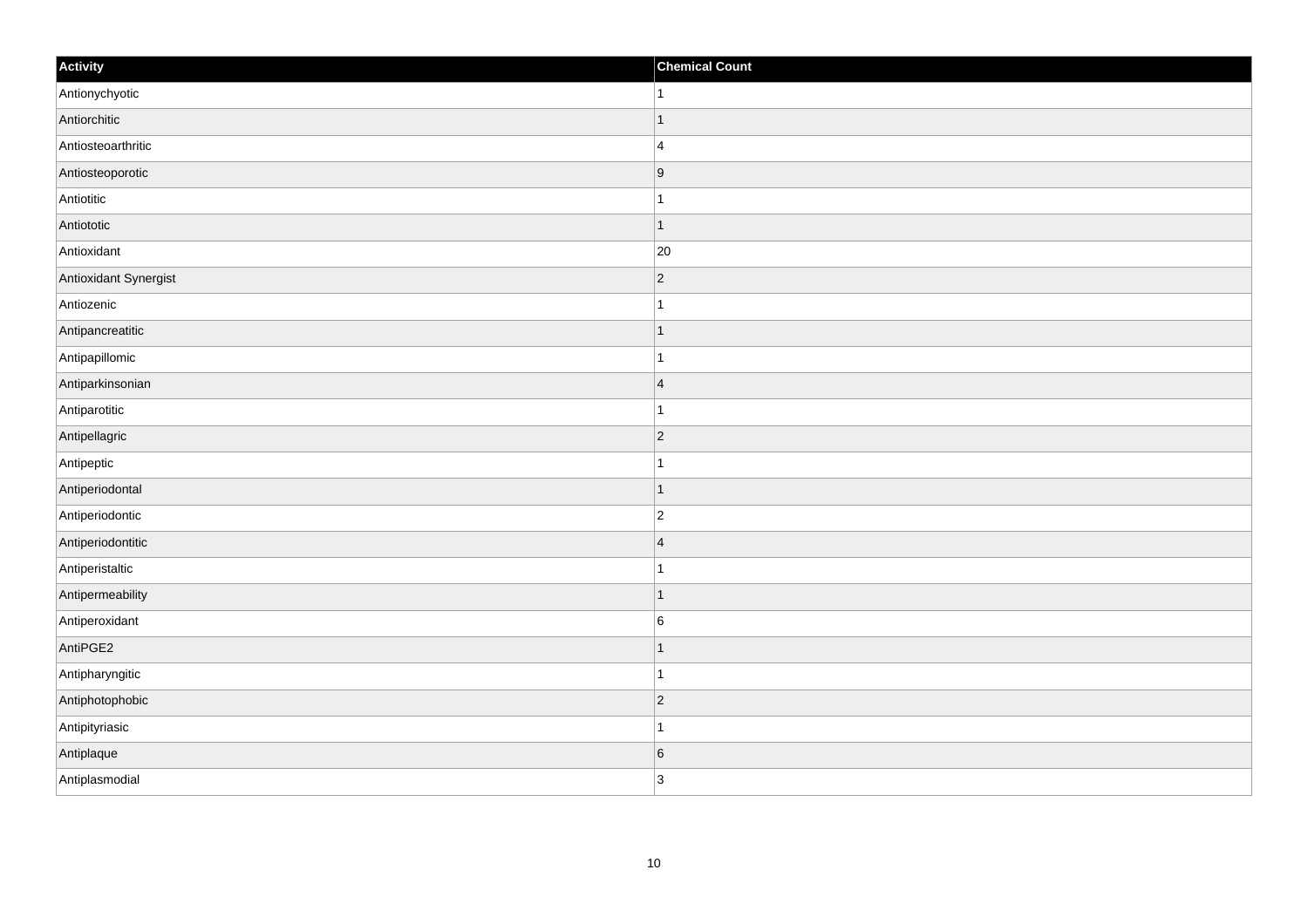| Activity | Chemical Count |
| --- | --- |
| Antionychyotic | 1 |
| Antiorchitic | 1 |
| Antiosteoarthritic | 4 |
| Antiosteoporotic | 9 |
| Antiotitic | 1 |
| Antiototic | 1 |
| Antioxidant | 20 |
| Antioxidant Synergist | 2 |
| Antiozenic | 1 |
| Antipancreatitic | 1 |
| Antipapillomic | 1 |
| Antiparkinsonian | 4 |
| Antiparotitic | 1 |
| Antipellagric | 2 |
| Antipeptic | 1 |
| Antiperiodontal | 1 |
| Antiperiodontic | 2 |
| Antiperiodontitic | 4 |
| Antiperistaltic | 1 |
| Antipermeability | 1 |
| Antiperoxidant | 6 |
| AntiPGE2 | 1 |
| Antipharyngitic | 1 |
| Antiphotophobic | 2 |
| Antipityriasic | 1 |
| Antiplaque | 6 |
| Antiplasmodial | 3 |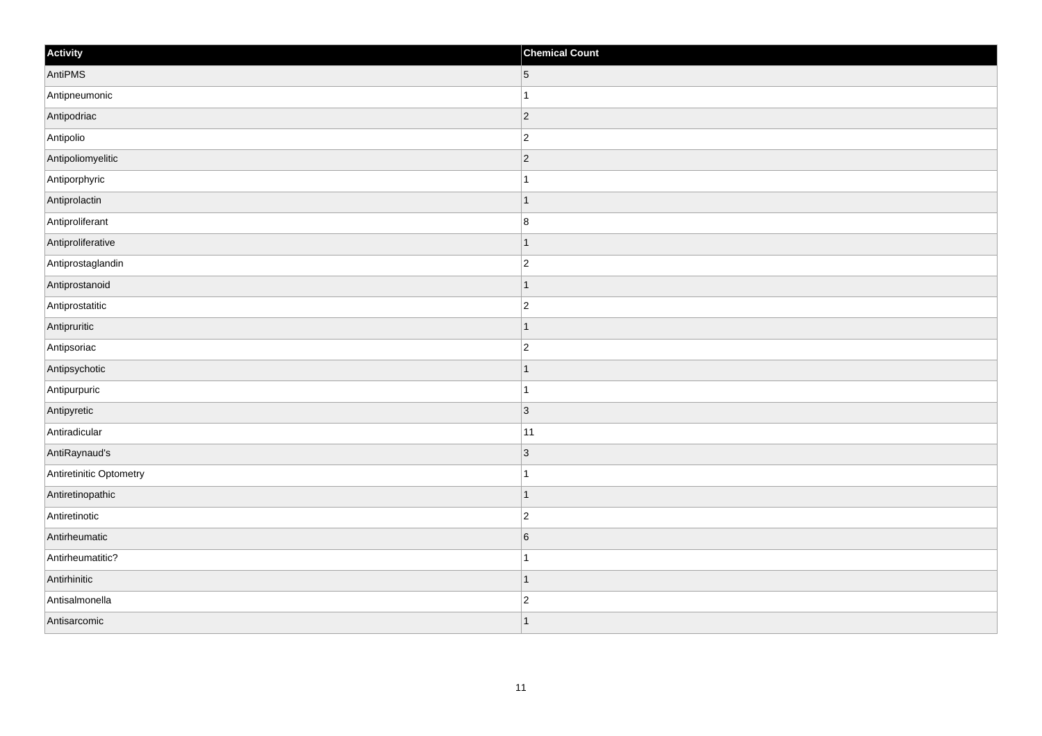| Activity | Chemical Count |
|---|---|
| AntiPMS | 5 |
| Antipneumonic | 1 |
| Antipodriac | 2 |
| Antipolio | 2 |
| Antipoliomyelitic | 2 |
| Antiporphyric | 1 |
| Antiprolactin | 1 |
| Antiproliferant | 8 |
| Antiproliferative | 1 |
| Antiprostaglandin | 2 |
| Antiprostanoid | 1 |
| Antiprostatitic | 2 |
| Antipruritic | 1 |
| Antipsoriac | 2 |
| Antipsychotic | 1 |
| Antipurpuric | 1 |
| Antipyretic | 3 |
| Antiradicular | 11 |
| AntiRaynaud's | 3 |
| Antiretinitic Optometry | 1 |
| Antiretinopathic | 1 |
| Antiretinotic | 2 |
| Antirheumatic | 6 |
| Antirheumatitic? | 1 |
| Antirhinitic | 1 |
| Antisalmonella | 2 |
| Antisarcomic | 1 |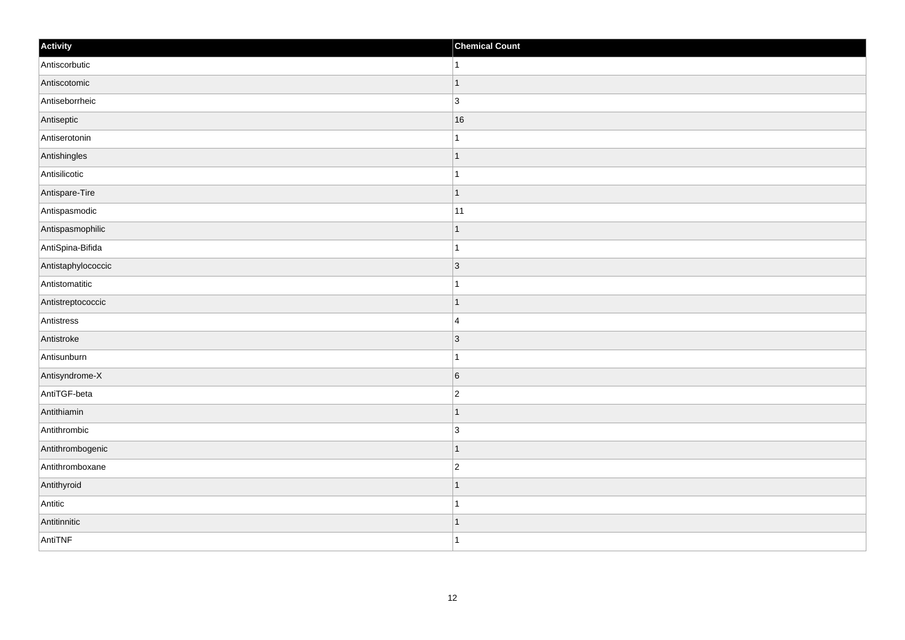| Activity | Chemical Count |
| --- | --- |
| Antiscorbutic | 1 |
| Antiscotomic | 1 |
| Antiseborrheic | 3 |
| Antiseptic | 16 |
| Antiserotonin | 1 |
| Antishingles | 1 |
| Antisilicotic | 1 |
| Antispare-Tire | 1 |
| Antispasmodic | 11 |
| Antispasmophilic | 1 |
| AntiSpina-Bifida | 1 |
| Antistaphylococcic | 3 |
| Antistomatitic | 1 |
| Antistreptococcic | 1 |
| Antistress | 4 |
| Antistroke | 3 |
| Antisunburn | 1 |
| Antisyndrome-X | 6 |
| AntiTGF-beta | 2 |
| Antithiamin | 1 |
| Antithrombic | 3 |
| Antithrombogenic | 1 |
| Antithromboxane | 2 |
| Antithyroid | 1 |
| Antitic | 1 |
| Antitinnitic | 1 |
| AntiTNF | 1 |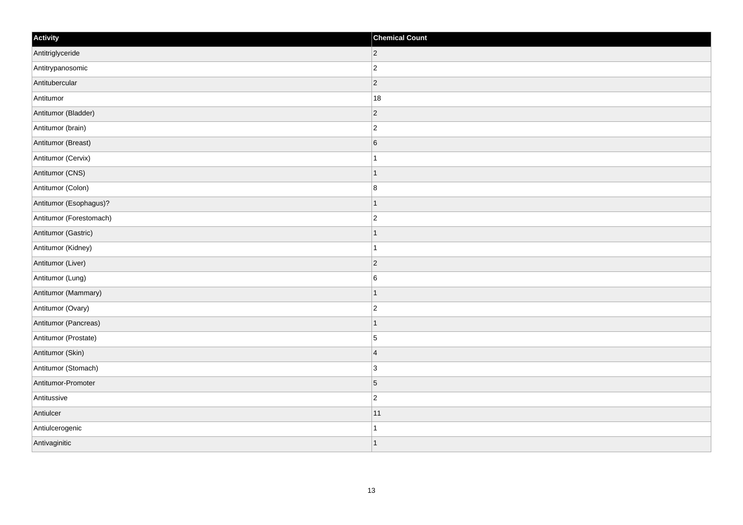| Activity | Chemical Count |
| --- | --- |
| Antitriglyceride | 2 |
| Antitrypanosomic | 2 |
| Antitubercular | 2 |
| Antitumor | 18 |
| Antitumor (Bladder) | 2 |
| Antitumor (brain) | 2 |
| Antitumor (Breast) | 6 |
| Antitumor (Cervix) | 1 |
| Antitumor (CNS) | 1 |
| Antitumor (Colon) | 8 |
| Antitumor (Esophagus)? | 1 |
| Antitumor (Forestomach) | 2 |
| Antitumor (Gastric) | 1 |
| Antitumor (Kidney) | 1 |
| Antitumor (Liver) | 2 |
| Antitumor (Lung) | 6 |
| Antitumor (Mammary) | 1 |
| Antitumor (Ovary) | 2 |
| Antitumor (Pancreas) | 1 |
| Antitumor (Prostate) | 5 |
| Antitumor (Skin) | 4 |
| Antitumor (Stomach) | 3 |
| Antitumor-Promoter | 5 |
| Antitussive | 2 |
| Antiulcer | 11 |
| Antiulcerogenic | 1 |
| Antivaginitic | 1 |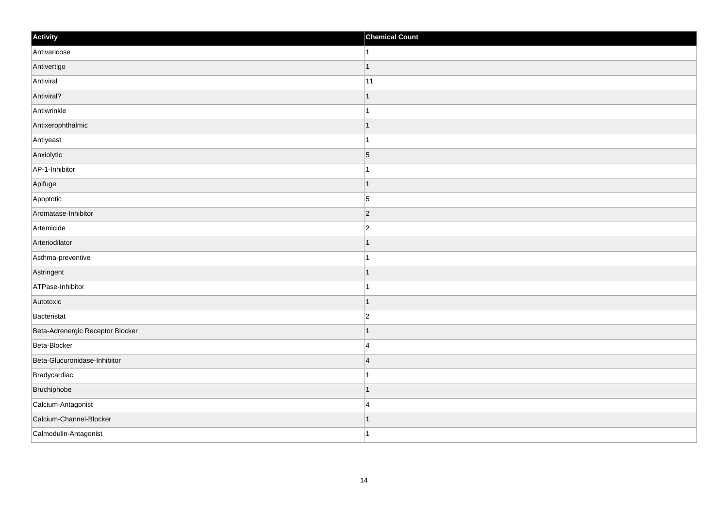| Activity | Chemical Count |
| --- | --- |
| Antivaricose | 1 |
| Antivertigo | 1 |
| Antiviral | 11 |
| Antiviral? | 1 |
| Antiwrinkle | 1 |
| Antixerophthalmic | 1 |
| Antiyeast | 1 |
| Anxiolytic | 5 |
| AP-1-Inhibitor | 1 |
| Apifuge | 1 |
| Apoptotic | 5 |
| Aromatase-Inhibitor | 2 |
| Artemicide | 2 |
| Arteriodilator | 1 |
| Asthma-preventive | 1 |
| Astringent | 1 |
| ATPase-Inhibitor | 1 |
| Autotoxic | 1 |
| Bacteristat | 2 |
| Beta-Adrenergic Receptor Blocker | 1 |
| Beta-Blocker | 4 |
| Beta-Glucuronidase-Inhibitor | 4 |
| Bradycardiac | 1 |
| Bruchiphobe | 1 |
| Calcium-Antagonist | 4 |
| Calcium-Channel-Blocker | 1 |
| Calmodulin-Antagonist | 1 |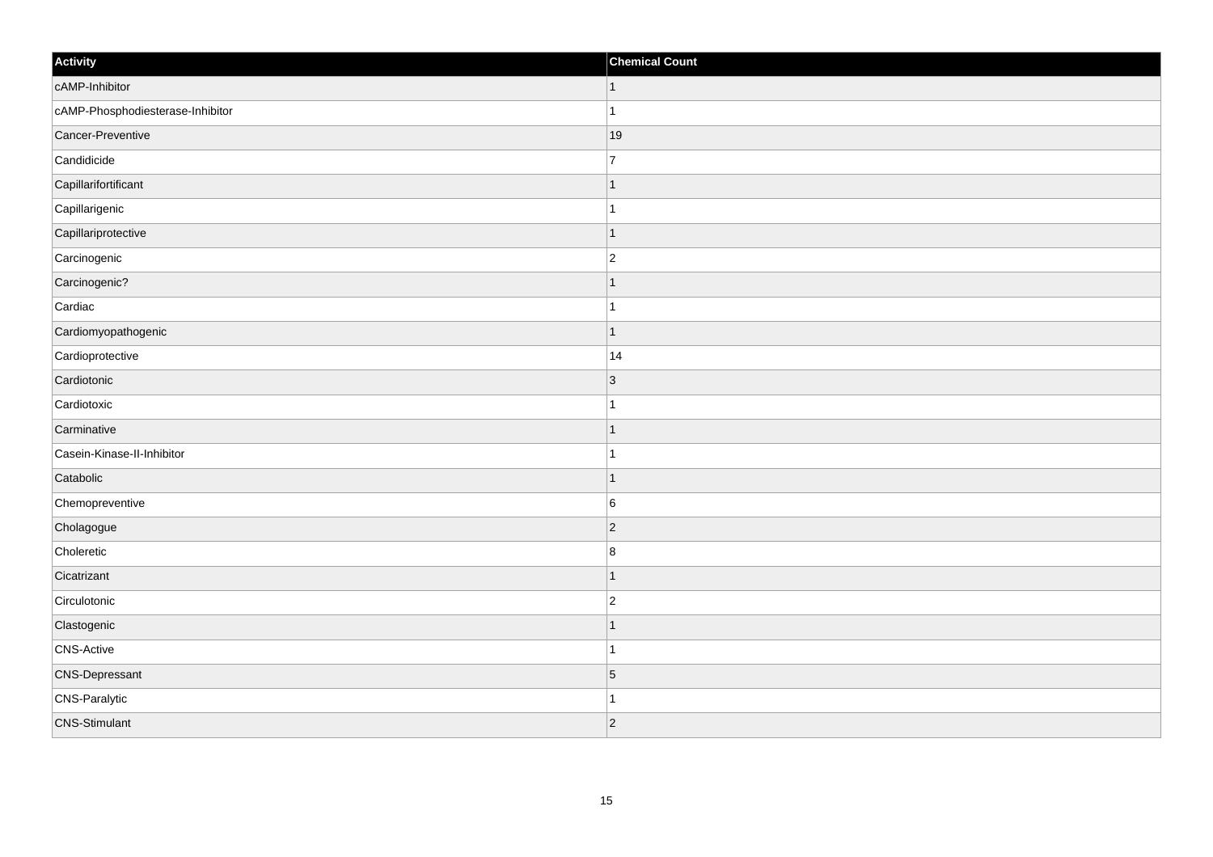| Activity | Chemical Count |
| --- | --- |
| cAMP-Inhibitor | 1 |
| cAMP-Phosphodiesterase-Inhibitor | 1 |
| Cancer-Preventive | 19 |
| Candidicide | 7 |
| Capillarifortificant | 1 |
| Capillarigenic | 1 |
| Capillariprotective | 1 |
| Carcinogenic | 2 |
| Carcinogenic? | 1 |
| Cardiac | 1 |
| Cardiomyopathogenic | 1 |
| Cardioprotective | 14 |
| Cardiotonic | 3 |
| Cardiotoxic | 1 |
| Carminative | 1 |
| Casein-Kinase-II-Inhibitor | 1 |
| Catabolic | 1 |
| Chemopreventive | 6 |
| Cholagogue | 2 |
| Choleretic | 8 |
| Cicatrizant | 1 |
| Circulotonic | 2 |
| Clastogenic | 1 |
| CNS-Active | 1 |
| CNS-Depressant | 5 |
| CNS-Paralytic | 1 |
| CNS-Stimulant | 2 |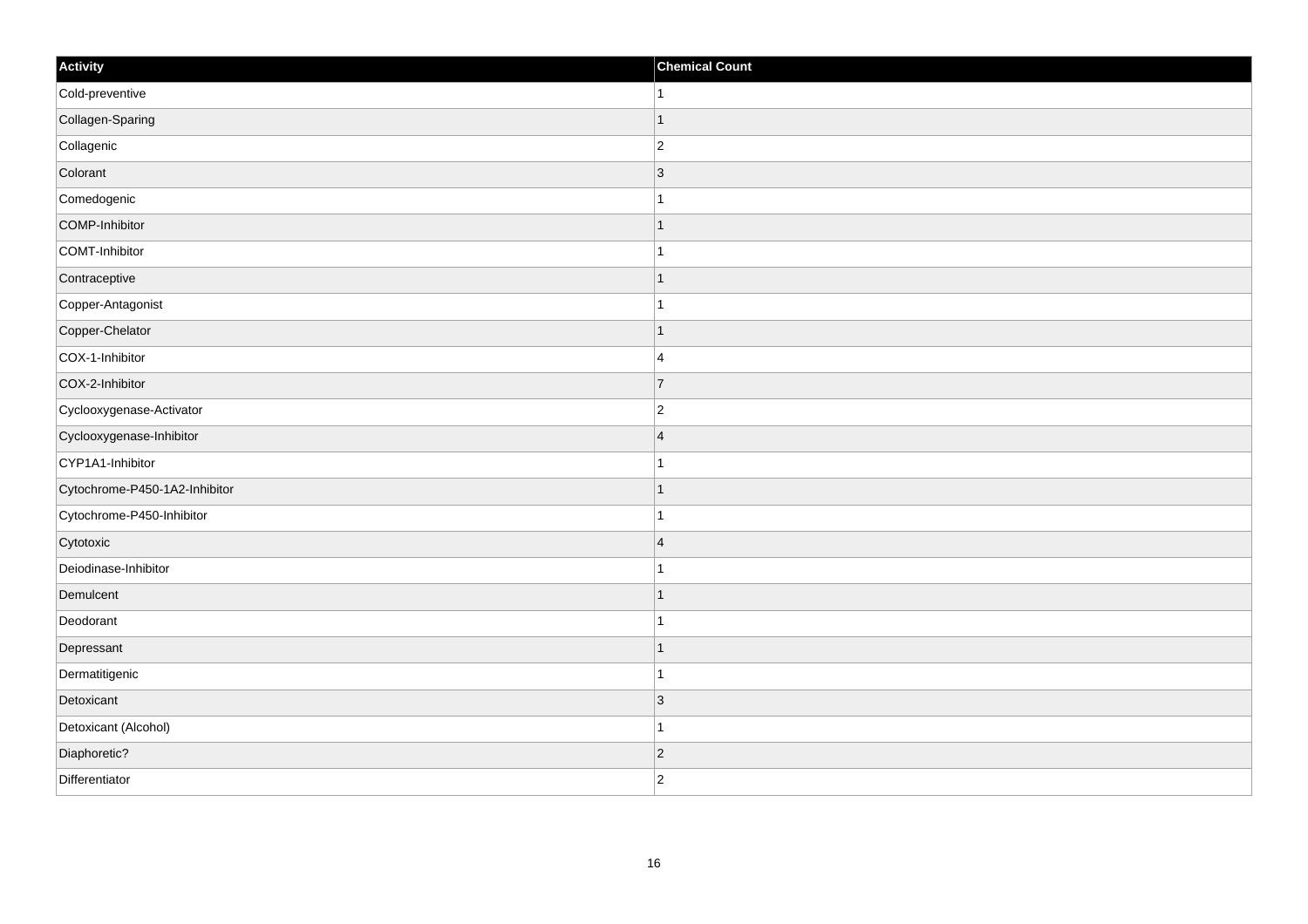| Activity | Chemical Count |
| --- | --- |
| Cold-preventive | 1 |
| Collagen-Sparing | 1 |
| Collagenic | 2 |
| Colorant | 3 |
| Comedogenic | 1 |
| COMP-Inhibitor | 1 |
| COMT-Inhibitor | 1 |
| Contraceptive | 1 |
| Copper-Antagonist | 1 |
| Copper-Chelator | 1 |
| COX-1-Inhibitor | 4 |
| COX-2-Inhibitor | 7 |
| Cyclooxygenase-Activator | 2 |
| Cyclooxygenase-Inhibitor | 4 |
| CYP1A1-Inhibitor | 1 |
| Cytochrome-P450-1A2-Inhibitor | 1 |
| Cytochrome-P450-Inhibitor | 1 |
| Cytotoxic | 4 |
| Deiodinase-Inhibitor | 1 |
| Demulcent | 1 |
| Deodorant | 1 |
| Depressant | 1 |
| Dermatitigenic | 1 |
| Detoxicant | 3 |
| Detoxicant (Alcohol) | 1 |
| Diaphoretic? | 2 |
| Differentiator | 2 |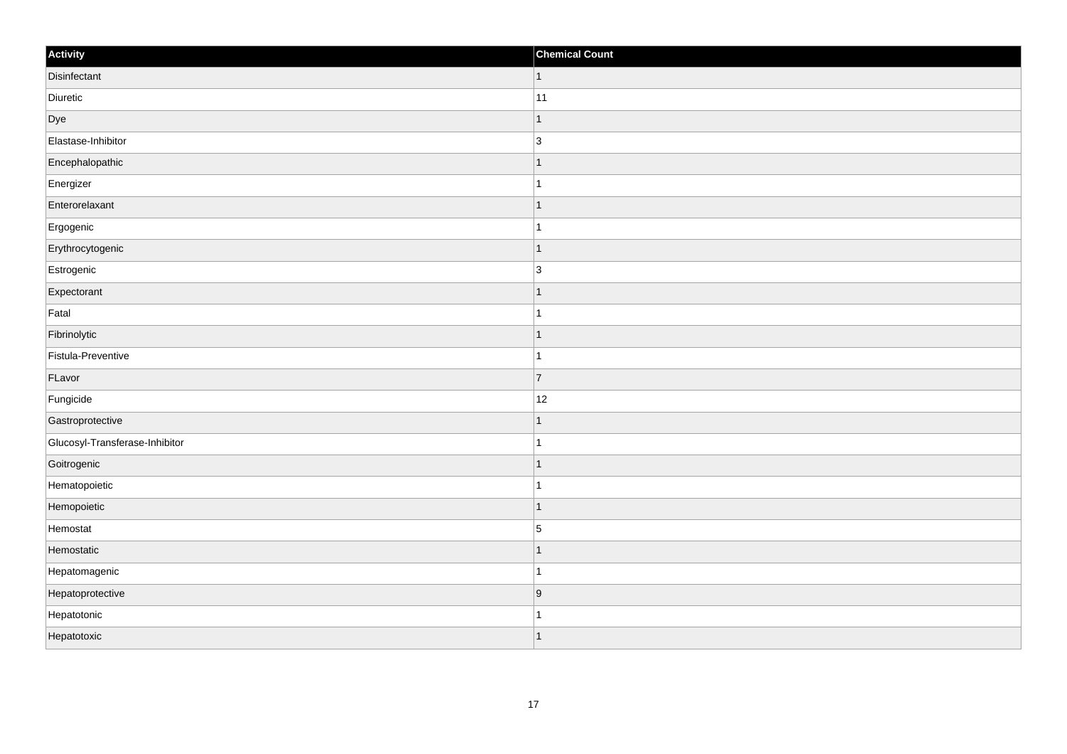| Activity | Chemical Count |
| --- | --- |
| Disinfectant | 1 |
| Diuretic | 11 |
| Dye | 1 |
| Elastase-Inhibitor | 3 |
| Encephalopathic | 1 |
| Energizer | 1 |
| Enterorelaxant | 1 |
| Ergogenic | 1 |
| Erythrocytogenic | 1 |
| Estrogenic | 3 |
| Expectorant | 1 |
| Fatal | 1 |
| Fibrinolytic | 1 |
| Fistula-Preventive | 1 |
| FLavor | 7 |
| Fungicide | 12 |
| Gastroprotective | 1 |
| Glucosyl-Transferase-Inhibitor | 1 |
| Goitrogenic | 1 |
| Hematopoietic | 1 |
| Hemopoietic | 1 |
| Hemostat | 5 |
| Hemostatic | 1 |
| Hepatomagenic | 1 |
| Hepatoprotective | 9 |
| Hepatotonic | 1 |
| Hepatotoxic | 1 |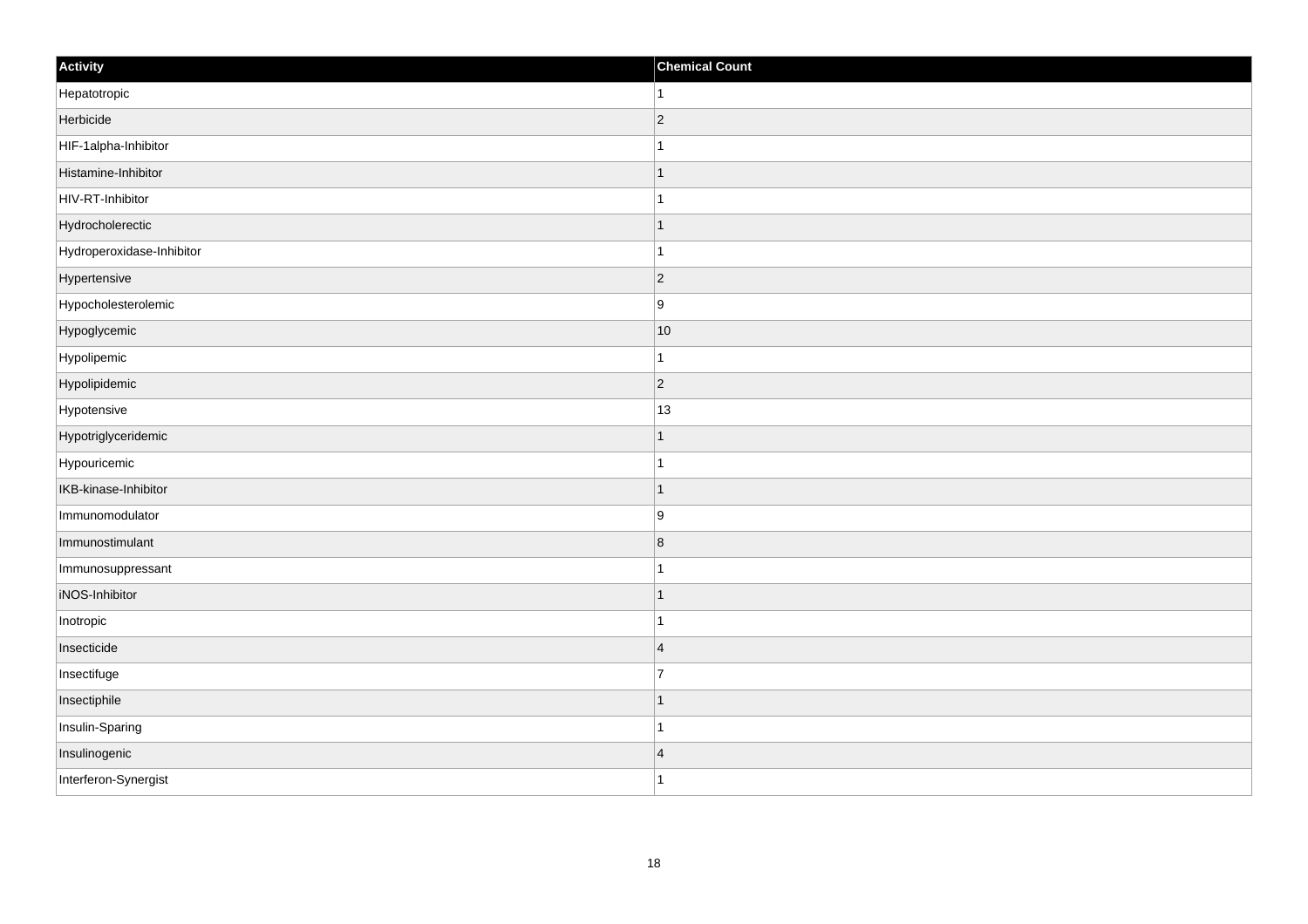| Activity | Chemical Count |
| --- | --- |
| Hepatotropic | 1 |
| Herbicide | 2 |
| HIF-1alpha-Inhibitor | 1 |
| Histamine-Inhibitor | 1 |
| HIV-RT-Inhibitor | 1 |
| Hydrocholerectic | 1 |
| Hydroperoxidase-Inhibitor | 1 |
| Hypertensive | 2 |
| Hypocholesterolemic | 9 |
| Hypoglycemic | 10 |
| Hypolipemic | 1 |
| Hypolipidemic | 2 |
| Hypotensive | 13 |
| Hypotriglyceridemic | 1 |
| Hypouricemic | 1 |
| IKB-kinase-Inhibitor | 1 |
| Immunomodulator | 9 |
| Immunostimulant | 8 |
| Immunosuppressant | 1 |
| iNOS-Inhibitor | 1 |
| Inotropic | 1 |
| Insecticide | 4 |
| Insectifuge | 7 |
| Insectiphile | 1 |
| Insulin-Sparing | 1 |
| Insulinogenic | 4 |
| Interferon-Synergist | 1 |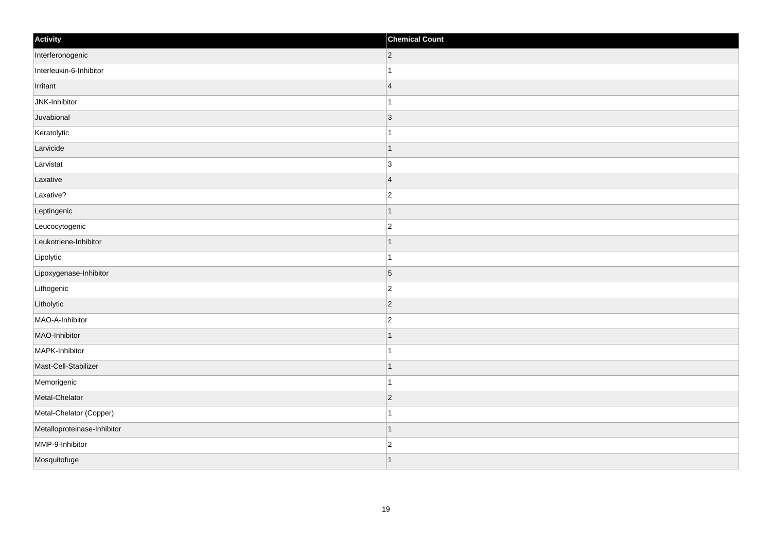| Activity | Chemical Count |
| --- | --- |
| Interferonogenic | 2 |
| Interleukin-6-Inhibitor | 1 |
| Irritant | 4 |
| JNK-Inhibitor | 1 |
| Juvabional | 3 |
| Keratolytic | 1 |
| Larvicide | 1 |
| Larvistat | 3 |
| Laxative | 4 |
| Laxative? | 2 |
| Leptingenic | 1 |
| Leucocytogenic | 2 |
| Leukotriene-Inhibitor | 1 |
| Lipolytic | 1 |
| Lipoxygenase-Inhibitor | 5 |
| Lithogenic | 2 |
| Litholytic | 2 |
| MAO-A-Inhibitor | 2 |
| MAO-Inhibitor | 1 |
| MAPK-Inhibitor | 1 |
| Mast-Cell-Stabilizer | 1 |
| Memorigenic | 1 |
| Metal-Chelator | 2 |
| Metal-Chelator (Copper) | 1 |
| Metalloproteinase-Inhibitor | 1 |
| MMP-9-Inhibitor | 2 |
| Mosquitofuge | 1 |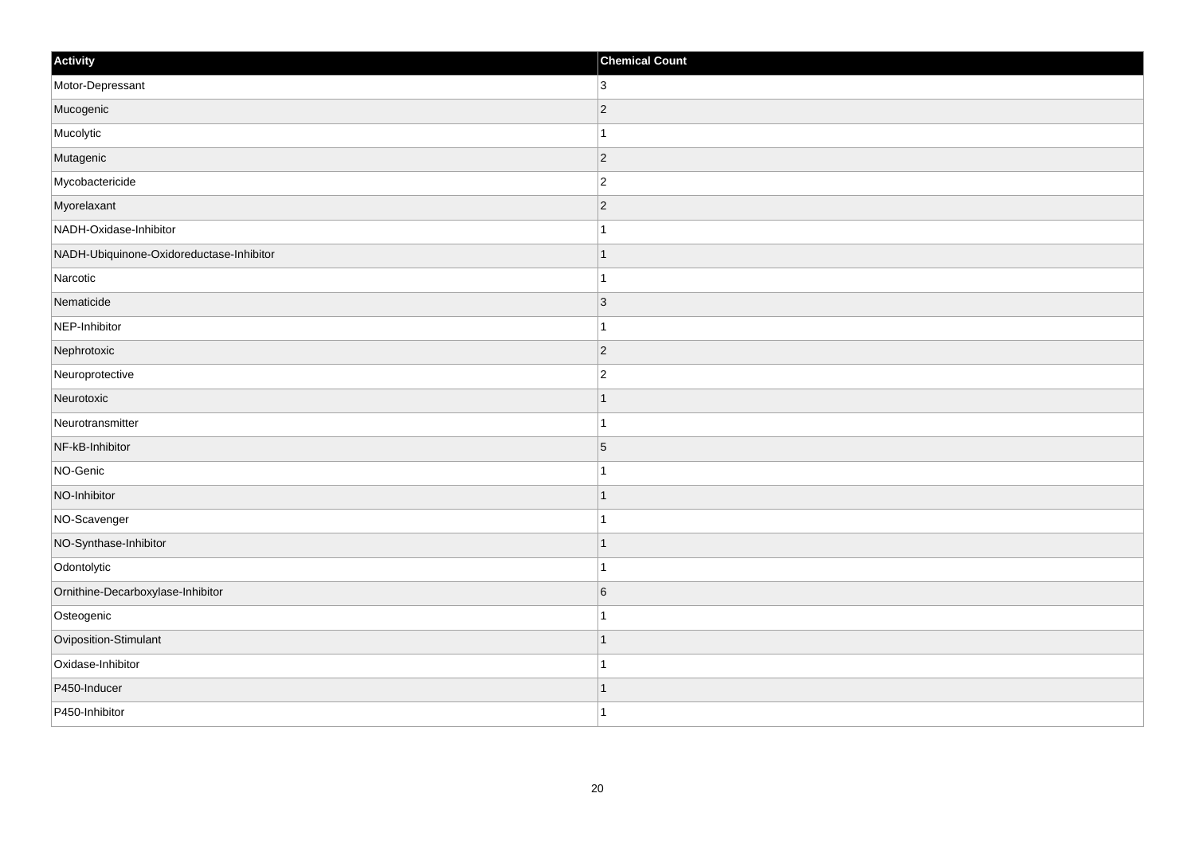| Activity | Chemical Count |
| --- | --- |
| Motor-Depressant | 3 |
| Mucogenic | 2 |
| Mucolytic | 1 |
| Mutagenic | 2 |
| Mycobactericide | 2 |
| Myorelaxant | 2 |
| NADH-Oxidase-Inhibitor | 1 |
| NADH-Ubiquinone-Oxidoreductase-Inhibitor | 1 |
| Narcotic | 1 |
| Nematicide | 3 |
| NEP-Inhibitor | 1 |
| Nephrotoxic | 2 |
| Neuroprotective | 2 |
| Neurotoxic | 1 |
| Neurotransmitter | 1 |
| NF-kB-Inhibitor | 5 |
| NO-Genic | 1 |
| NO-Inhibitor | 1 |
| NO-Scavenger | 1 |
| NO-Synthase-Inhibitor | 1 |
| Odontolytic | 1 |
| Ornithine-Decarboxylase-Inhibitor | 6 |
| Osteogenic | 1 |
| Oviposition-Stimulant | 1 |
| Oxidase-Inhibitor | 1 |
| P450-Inducer | 1 |
| P450-Inhibitor | 1 |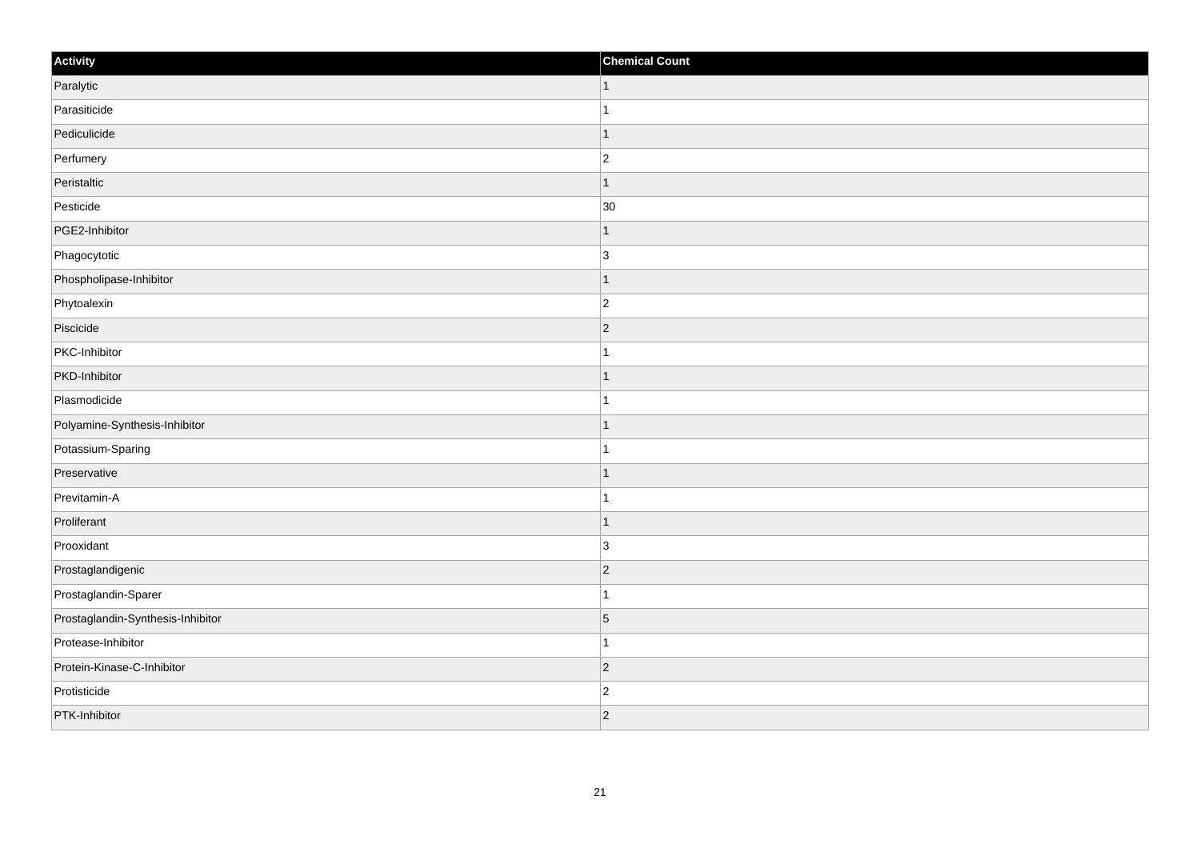| Activity | Chemical Count |
| --- | --- |
| Paralytic | 1 |
| Parasiticide | 1 |
| Pediculicide | 1 |
| Perfumery | 2 |
| Peristaltic | 1 |
| Pesticide | 30 |
| PGE2-Inhibitor | 1 |
| Phagocytotic | 3 |
| Phospholipase-Inhibitor | 1 |
| Phytoalexin | 2 |
| Piscicide | 2 |
| PKC-Inhibitor | 1 |
| PKD-Inhibitor | 1 |
| Plasmodicide | 1 |
| Polyamine-Synthesis-Inhibitor | 1 |
| Potassium-Sparing | 1 |
| Preservative | 1 |
| Previtamin-A | 1 |
| Proliferant | 1 |
| Prooxidant | 3 |
| Prostaglandigenic | 2 |
| Prostaglandin-Sparer | 1 |
| Prostaglandin-Synthesis-Inhibitor | 5 |
| Protease-Inhibitor | 1 |
| Protein-Kinase-C-Inhibitor | 2 |
| Protisticide | 2 |
| PTK-Inhibitor | 2 |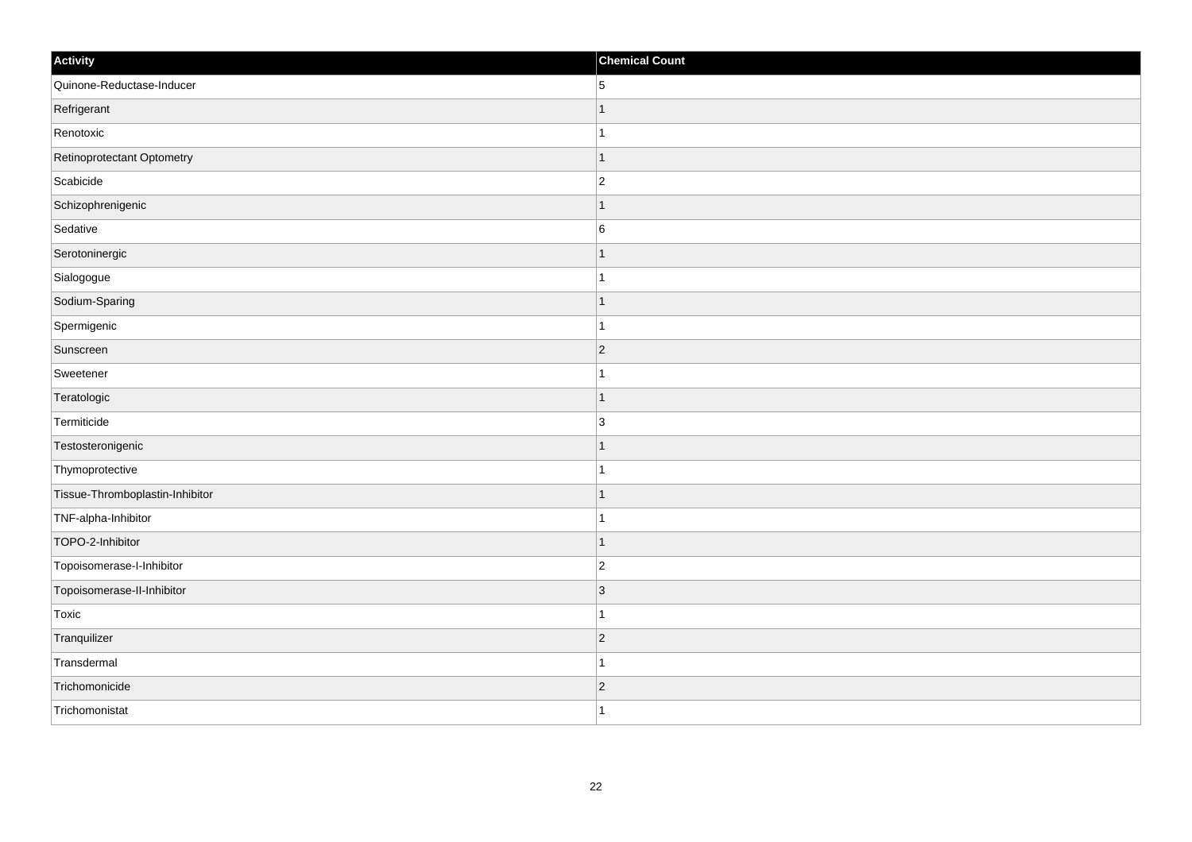| Activity | Chemical Count |
| --- | --- |
| Quinone-Reductase-Inducer | 5 |
| Refrigerant | 1 |
| Renotoxic | 1 |
| Retinoprotectant Optometry | 1 |
| Scabicide | 2 |
| Schizophrenigenic | 1 |
| Sedative | 6 |
| Serotoninergic | 1 |
| Sialogogue | 1 |
| Sodium-Sparing | 1 |
| Spermigenic | 1 |
| Sunscreen | 2 |
| Sweetener | 1 |
| Teratologic | 1 |
| Termiticide | 3 |
| Testosteronigenic | 1 |
| Thymoprotective | 1 |
| Tissue-Thromboplastin-Inhibitor | 1 |
| TNF-alpha-Inhibitor | 1 |
| TOPO-2-Inhibitor | 1 |
| Topoisomerase-I-Inhibitor | 2 |
| Topoisomerase-II-Inhibitor | 3 |
| Toxic | 1 |
| Tranquilizer | 2 |
| Transdermal | 1 |
| Trichomonicide | 2 |
| Trichomonistat | 1 |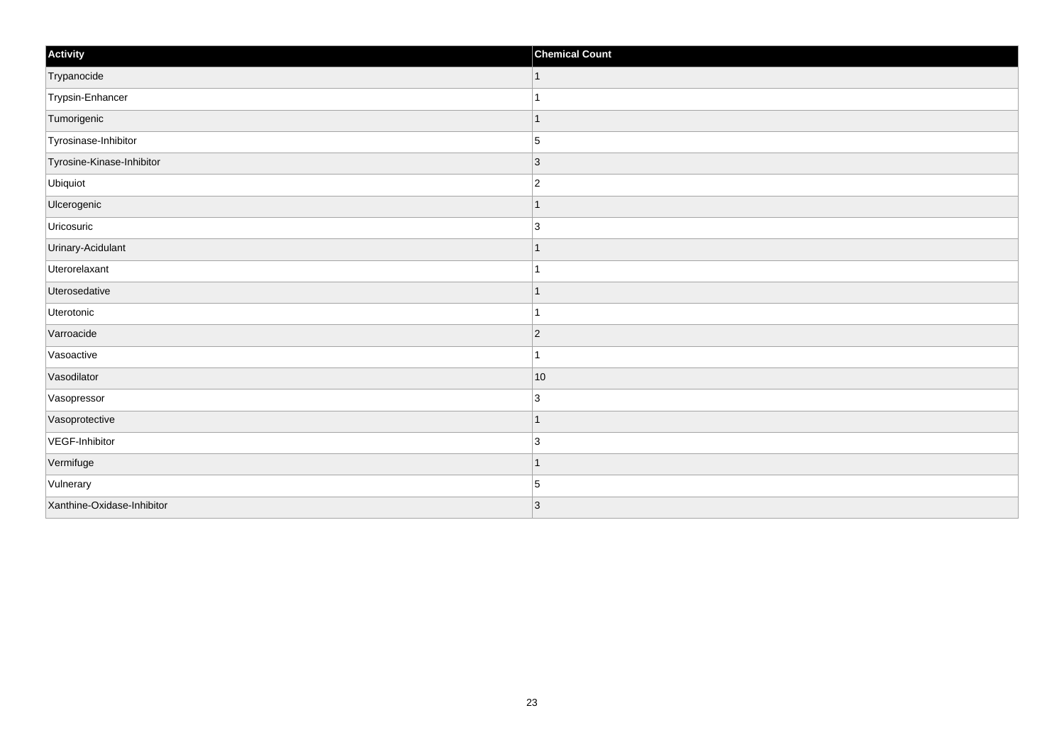| Activity | Chemical Count |
| --- | --- |
| Trypanocide | 1 |
| Trypsin-Enhancer | 1 |
| Tumorigenic | 1 |
| Tyrosinase-Inhibitor | 5 |
| Tyrosine-Kinase-Inhibitor | 3 |
| Ubiquiot | 2 |
| Ulcerogenic | 1 |
| Uricosuric | 3 |
| Urinary-Acidulant | 1 |
| Uterorelaxant | 1 |
| Uterosedative | 1 |
| Uterotonic | 1 |
| Varroacide | 2 |
| Vasoactive | 1 |
| Vasodilator | 10 |
| Vasopressor | 3 |
| Vasoprotective | 1 |
| VEGF-Inhibitor | 3 |
| Vermifuge | 1 |
| Vulnerary | 5 |
| Xanthine-Oxidase-Inhibitor | 3 |